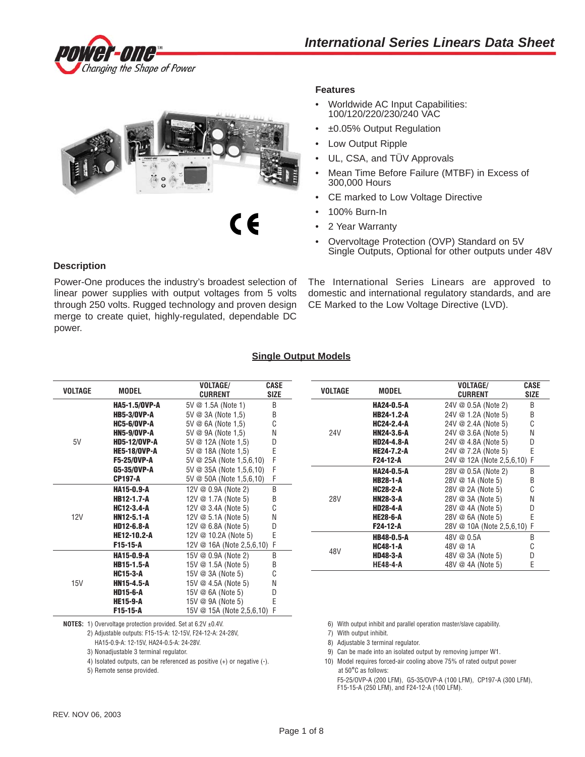# International Series Linears Data Sheet

power-one™ Changing the Shape of Power

## Features

- Worldwide AC Input Capabilities: 100/120/220/230/240 VAC
- ±0.05% Output Regulation
- Low Output Ripple
- UL, CSA, and TÜV Approvals
- Mean Time Before Failure (MTBF) in Excess of 300,000 Hours
- CE marked to Low Voltage Directive
- 100% Burn-In
- 2 Year Warranty
- Overvoltage Protection (OVP) Standard on 5V Single Outputs, Optional for other outputs under 48V

## Description

Power-One produces the industry's broadest selection of linear power supplies with output voltages from 5 volts through 250 volts. Rugged technology and proven design merge to create quiet, highly-regulated, dependable DC power.

The International Series Linears are approved to domestic and international regulatory standards, and are CE Marked to the Low Voltage Directive (LVD).

## Single Output Models

| VOLTAGE | MODEL | VOLTAGE/ CURRENT | CASE SIZE |
|---|---|---|---|
| 5V | HA5-1.5/OVP-A | 5V @ 1.5A (Note 1) | B |
| | HB5-3/OVP-A | 5V @ 3A (Note 1,5) | B |
| | HC5-6/OVP-A | 5V @ 6A (Note 1,5) | C |
| | HN5-9/OVP-A | 5V @ 9A (Note 1,5) | N |
| | HD5-12/OVP-A | 5V @ 12A (Note 1,5) | D |
| | HE5-18/OVP-A | 5V @ 18A (Note 1,5) | E |
| | F5-25/OVP-A | 5V @ 25A (Note 1,5,6,10) | F |
| | G5-35/OVP-A | 5V @ 35A (Note 1,5,6,10) | F |
| | CP197-A | 5V @ 50A (Note 1,5,6,10) | F |
| 12V | HA15-0.9-A | 12V @ 0.9A (Note 2) | B |
| | HB12-1.7-A | 12V @ 1.7A (Note 5) | B |
| | HC12-3.4-A | 12V @ 3.4A (Note 5) | C |
| | HN12-5.1-A | 12V @ 5.1A (Note 5) | N |
| | HD12-6.8-A | 12V @ 6.8A (Note 5) | D |
| | HE12-10.2-A | 12V @ 10.2A (Note 5) | E |
| | F15-15-A | 12V @ 16A (Note 2,5,6,10) | F |
| 15V | HA15-0.9-A | 15V @ 0.9A (Note 2) | B |
| | HB15-1.5-A | 15V @ 1.5A (Note 5) | B |
| | HC15-3-A | 15V @ 3A (Note 5) | C |
| | HN15-4.5-A | 15V @ 4.5A (Note 5) | N |
| | HD15-6-A | 15V @ 6A (Note 5) | D |
| | HE15-9-A | 15V @ 9A (Note 5) | E |
| | F15-15-A | 15V @ 15A (Note 2,5,6,10) | F |

| VOLTAGE | MODEL | VOLTAGE/ CURRENT | CASE SIZE |
|---|---|---|---|
| 24V | HA24-0.5-A | 24V @ 0.5A (Note 2) | B |
| | HB24-1.2-A | 24V @ 1.2A (Note 5) | B |
| | HC24-2.4-A | 24V @ 2.4A (Note 5) | C |
| | HN24-3.6-A | 24V @ 3.6A (Note 5) | N |
| | HD24-4.8-A | 24V @ 4.8A (Note 5) | D |
| | HE24-7.2-A | 24V @ 7.2A (Note 5) | E |
| | F24-12-A | 24V @ 12A (Note 2,5,6,10) | F |
| 28V | HA24-0.5-A | 28V @ 0.5A (Note 2) | B |
| | HB28-1-A | 28V @ 1A (Note 5) | B |
| | HC28-2-A | 28V @ 2A (Note 5) | C |
| | HN28-3-A | 28V @ 3A (Note 5) | N |
| | HD28-4-A | 28V @ 4A (Note 5) | D |
| | HE28-6-A | 28V @ 6A (Note 5) | E |
| | F24-12-A | 28V @ 10A (Note 2,5,6,10) | F |
| 48V | HB48-0.5-A | 48V @ 0.5A | B |
| | HC48-1-A | 48V @ 1A | C |
| | HD48-3-A | 48V @ 3A (Note 5) | D |
| | HE48-4-A | 48V @ 4A (Note 5) | E |

**NOTES:**
1) Overvoltage protection provided. Set at 6.2V ±0.4V.
2) Adjustable outputs: F15-15-A: 12-15V, F24-12-A: 24-28V, HA15-0.9-A: 12-15V, HA24-0.5-A: 24-28V.
3) Nonadjustable 3 terminal regulator.
4) Isolated outputs, can be referenced as positive (+) or negative (-).
5) Remote sense provided.
6) With output inhibit and parallel operation master/slave capability.
7) With output inhibit.
8) Adjustable 3 terminal regulator.
9) Can be made into an isolated output by removing jumper W1.
10) Model requires forced-air cooling above 75% of rated output power at 50°C as follows: F5-25/OVP-A (200 LFM), G5-35/OVP-A (100 LFM), CP197-A (300 LFM), F15-15-A (250 LFM), and F24-12-A (100 LFM).

REV. NOV 06, 2003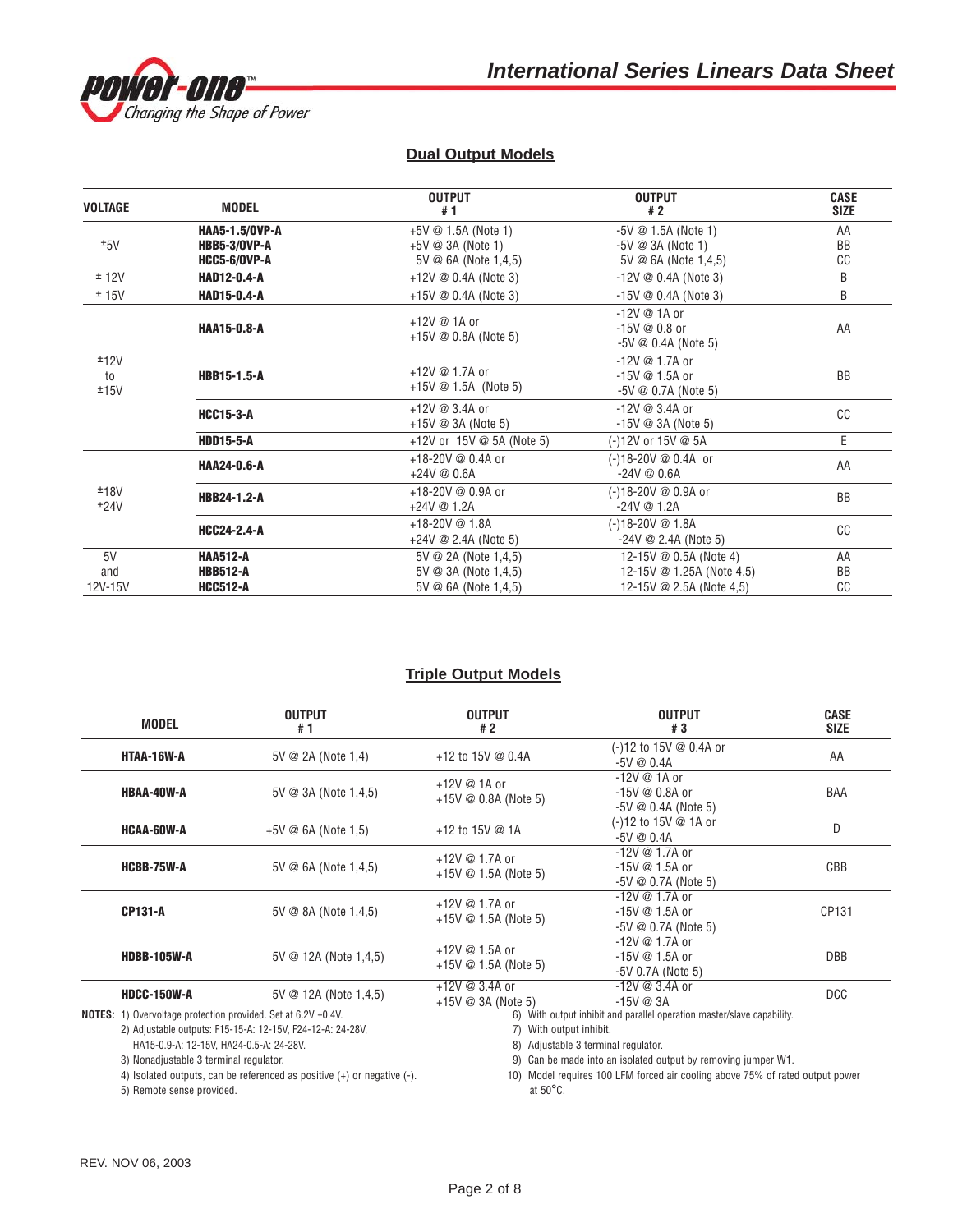## Dual Output Models

| VOLTAGE | MODEL | OUTPUT #1 | OUTPUT #2 | CASE SIZE |
|---|---|---|---|---|
| ±5V | **HAA5-1.5/OVP-A**<br>**HBB5-3/OVP-A**<br>**HCC5-6/OVP-A** | +5V @ 1.5A (Note 1)<br>+5V @ 3A (Note 1)<br>5V @ 6A (Note 1,4,5) | -5V @ 1.5A (Note 1)<br>-5V @ 3A (Note 1)<br>5V @ 6A (Note 1,4,5) | AA<br>BB<br>CC |
| ± 12V | **HAD12-0.4-A** | +12V @ 0.4A (Note 3) | -12V @ 0.4A (Note 3) | B |
| ± 15V | **HAD15-0.4-A** | +15V @ 0.4A (Note 3) | -15V @ 0.4A (Note 3) | B |
| ±12V to ±15V | **HAA15-0.8-A** | +12V @ 1A or<br>+15V @ 0.8A (Note 5) | -12V @ 1A or<br>-15V @ 0.8 or<br>-5V @ 0.4A (Note 5) | AA |
| | **HBB15-1.5-A** | +12V @ 1.7A or<br>+15V @ 1.5A (Note 5) | -12V @ 1.7A or<br>-15V @ 1.5A or<br>-5V @ 0.7A (Note 5) | BB |
| | **HCC15-3-A** | +12V @ 3.4A or<br>+15V @ 3A (Note 5) | -12V @ 3.4A or<br>-15V @ 3A (Note 5) | CC |
| | **HDD15-5-A** | +12V or 15V @ 5A (Note 5) | (-)12V or 15V @ 5A | E |
| ±18V<br>±24V | **HAA24-0.6-A** | +18-20V @ 0.4A or<br>+24V @ 0.6A | (-)18-20V @ 0.4A or<br>-24V @ 0.6A | AA |
| | **HBB24-1.2-A** | +18-20V @ 0.9A or<br>+24V @ 1.2A | (-)18-20V @ 0.9A or<br>-24V @ 1.2A | BB |
| | **HCC24-2.4-A** | +18-20V @ 1.8A<br>+24V @ 2.4A (Note 5) | (-)18-20V @ 1.8A<br>-24V @ 2.4A (Note 5) | CC |
| 5V and 12V-15V | **HAA512-A**<br>**HBB512-A**<br>**HCC512-A** | 5V @ 2A (Note 1,4,5)<br>5V @ 3A (Note 1,4,5)<br>5V @ 6A (Note 1,4,5) | 12-15V @ 0.5A (Note 4)<br>12-15V @ 1.25A (Note 4,5)<br>12-15V @ 2.5A (Note 4,5) | AA<br>BB<br>CC |

## Triple Output Models

| MODEL | OUTPUT #1 | OUTPUT #2 | OUTPUT #3 | CASE SIZE |
|---|---|---|---|---|
| **HTAA-16W-A** | 5V @ 2A (Note 1,4) | +12 to 15V @ 0.4A | (-)12 to 15V @ 0.4A or<br>-5V @ 0.4A | AA |
| **HBAA-40W-A** | 5V @ 3A (Note 1,4,5) | +12V @ 1A or<br>+15V @ 0.8A (Note 5) | -12V @ 1A or<br>-15V @ 0.8A or<br>-5V @ 0.4A (Note 5) | BAA |
| **HCAA-60W-A** | +5V @ 6A (Note 1,5) | +12 to 15V @ 1A | (-)12 to 15V @ 1A or<br>-5V @ 0.4A | D |
| **HCBB-75W-A** | 5V @ 6A (Note 1,4,5) | +12V @ 1.7A or<br>+15V @ 1.5A (Note 5) | -12V @ 1.7A or<br>-15V @ 1.5A or<br>-5V @ 0.7A (Note 5) | CBB |
| **CP131-A** | 5V @ 8A (Note 1,4,5) | +12V @ 1.7A or<br>+15V @ 1.5A (Note 5) | -12V @ 1.7A or<br>-15V @ 1.5A or<br>-5V @ 0.7A (Note 5) | CP131 |
| **HDBB-105W-A** | 5V @ 12A (Note 1,4,5) | +12V @ 1.5A or<br>+15V @ 1.5A (Note 5) | -12V @ 1.7A or<br>-15V @ 1.5A or<br>-5V 0.7A (Note 5) | DBB |
| **HDCC-150W-A** | 5V @ 12A (Note 1,4,5) | +12V @ 3.4A or<br>+15V @ 3A (Note 5) | -12V @ 3.4A or<br>-15V @ 3A | DCC |

**NOTES:**
1) Overvoltage protection provided. Set at 6.2V ±0.4V.
2) Adjustable outputs: F15-15-A: 12-15V, F24-12-A: 24-28V, HA15-0.9-A: 12-15V, HA24-0.5-A: 24-28V.
3) Nonadjustable 3 terminal regulator.
4) Isolated outputs, can be referenced as positive (+) or negative (-).
5) Remote sense provided.
6) With output inhibit and parallel operation master/slave capability.
7) With output inhibit.
8) Adjustable 3 terminal regulator.
9) Can be made into an isolated output by removing jumper W1.
10) Model requires 100 LFM forced air cooling above 75% of rated output power at 50°C.

REV. NOV 06, 2003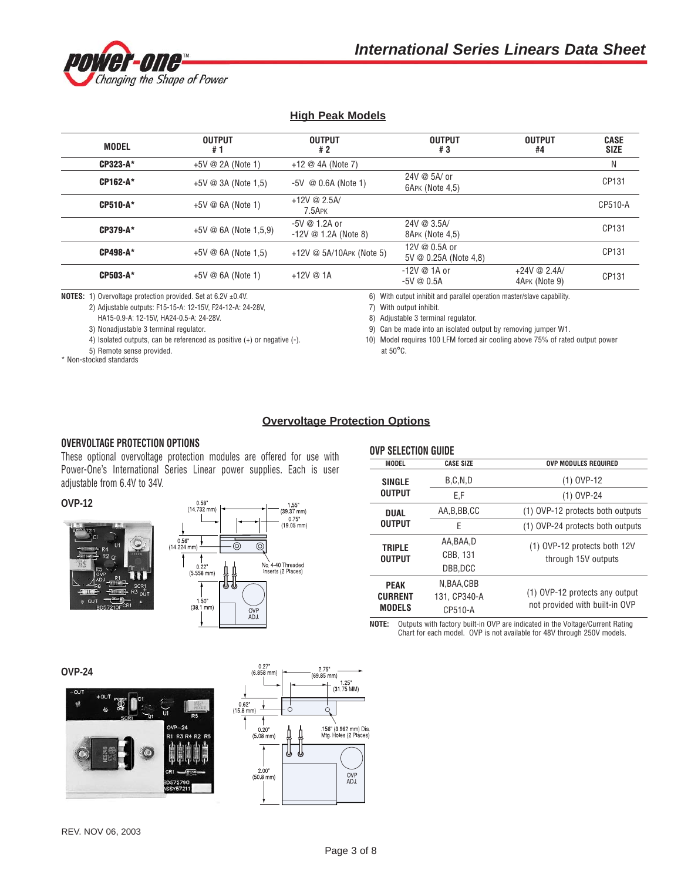## High Peak Models

| MODEL | OUTPUT # 1 | OUTPUT # 2 | OUTPUT # 3 | OUTPUT #4 | CASE SIZE |
|---|---|---|---|---|---|
| CP323-A* | +5V @ 2A (Note 1) | +12 @ 4A (Note 7) | | | N |
| CP162-A* | +5V @ 3A (Note 1,5) | -5V @ 0.6A (Note 1) | 24V @ 5A/ or 6APK (Note 4,5) | | CP131 |
| CP510-A* | +5V @ 6A (Note 1) | +12V @ 2.5A/ 7.5APK | | | CP510-A |
| CP379-A* | +5V @ 6A (Note 1,5,9) | -5V @ 1.2A or -12V @ 1.2A (Note 8) | 24V @ 3.5A/ 8APK (Note 4,5) | | CP131 |
| CP498-A* | +5V @ 6A (Note 1,5) | +12V @ 5A/10APK (Note 5) | 12V @ 0.5A or 5V @ 0.25A (Note 4,8) | | CP131 |
| CP503-A* | +5V @ 6A (Note 1) | +12V @ 1A | -12V @ 1A or -5V @ 0.5A | +24V @ 2.4A/ 4APK (Note 9) | CP131 |

**NOTES:**
1) Overvoltage protection provided. Set at 6.2V ±0.4V.
2) Adjustable outputs: F15-15-A: 12-15V, F24-12-A: 24-28V, HA15-0.9-A: 12-15V, HA24-0.5-A: 24-28V.
3) Nonadjustable 3 terminal regulator.
4) Isolated outputs, can be referenced as positive (+) or negative (-).
5) Remote sense provided.
6) With output inhibit and parallel operation master/slave capability.
7) With output inhibit.
8) Adjustable 3 terminal regulator.
9) Can be made into an isolated output by removing jumper W1.
10) Model requires 100 LFM forced air cooling above 75% of rated output power at 50°C.

\* Non-stocked standards

## Overvoltage Protection Options

### OVERVOLTAGE PROTECTION OPTIONS

These optional overvoltage protection modules are offered for use with Power-One's International Series Linear power supplies. Each is user adjustable from 6.4V to 34V.

### OVP-12

Dimensions: 0.58" (14.732 mm); 1.55" (39.37 mm); 0.75" (19.05 mm); 0.56" (14.224 mm); 0.22" (5.558 mm); 1.50" (38.1 mm); No. 4-40 Threaded Inserts (2 Places); OVP ADJ.

### OVP SELECTION GUIDE

| MODEL | CASE SIZE | OVP MODULES REQUIRED |
|---|---|---|
| SINGLE OUTPUT | B,C,N,D | (1) OVP-12 |
| | E,F | (1) OVP-24 |
| DUAL OUTPUT | AA,B,BB,CC | (1) OVP-12 protects both outputs |
| | E | (1) OVP-24 protects both outputs |
| TRIPLE OUTPUT | AA,BAA,D CBB, 131 DBB,DCC | (1) OVP-12 protects both 12V through 15V outputs |
| PEAK CURRENT MODELS | N,BAA,CBB 131, CP340-A CP510-A | (1) OVP-12 protects any output not provided with built-in OVP |

**NOTE:** Outputs with factory built-in OVP are indicated in the Voltage/Current Rating Chart for each model. OVP is not available for 48V through 250V models.

### OVP-24

Dimensions: 0.27" (6.858 mm); 2.75" (69.85 mm); 1.25" (31.75 MM); 0.62" (15.8 mm); 0.20" (5.08 mm); .156" (3.962 mm) Dia. Mtg. Holes (2 Places); 2.00" (50.8 mm); OVP ADJ.

REV. NOV 06, 2003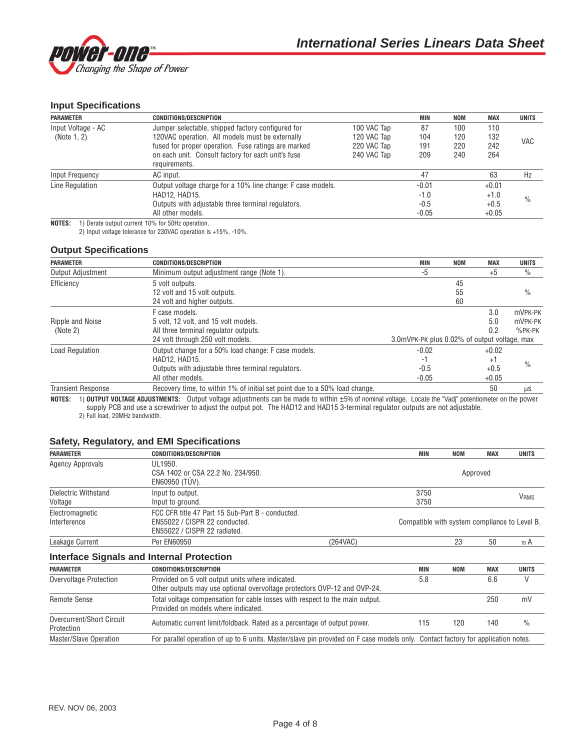## Input Specifications

| PARAMETER | CONDITIONS/DESCRIPTION | | MIN | NOM | MAX | UNITS |
|---|---|---|---|---|---|---|
| Input Voltage - AC (Note 1, 2) | Jumper selectable, shipped factory configured for 120VAC operation. All models must be externally fused for proper operation. Fuse ratings are marked on each unit. Consult factory for each unit's fuse requirements. | 100 VAC Tap<br>120 VAC Tap<br>220 VAC Tap<br>240 VAC Tap | 87<br>104<br>191<br>209 | 100<br>120<br>220<br>240 | 110<br>132<br>242<br>264 | VAC |
| Input Frequency | AC input. | | 47 | | 63 | Hz |
| Line Regulation | Output voltage charge for a 10% line change: F case models.<br>HAD12, HAD15.<br>Outputs with adjustable three terminal regulators.<br>All other models. | | -0.01<br>-1.0<br>-0.5<br>-0.05 | | +0.01<br>+1.0<br>+0.5<br>+0.05 | % |

**NOTES:** 1) Derate output current 10% for 50Hz operation.
2) Input voltage tolerance for 230VAC operation is +15%, -10%.

## Output Specifications

| PARAMETER | CONDITIONS/DESCRIPTION | MIN | NOM | MAX | UNITS |
|---|---|---|---|---|---|
| Output Adjustment | Minimum output adjustment range (Note 1). | -5 | | +5 | % |
| Efficiency | 5 volt outputs.<br>12 volt and 15 volt outputs.<br>24 volt and higher outputs. | | 45<br>55<br>60 | | % |
| Ripple and Noise (Note 2) | F case models.<br>5 volt, 12 volt, and 15 volt models.<br>All three terminal regulator outputs.<br>24 volt through 250 volt models. | 3.0mVPK-PK plus 0.02% of output voltage, max (24 volt through 250 volt models) | | 3.0<br>5.0<br>0.2 | mVPK-PK<br>mVPK-PK<br>%PK-PK |
| Load Regulation | Output change for a 50% load change: F case models.<br>HAD12, HAD15.<br>Outputs with adjustable three terminal regulators.<br>All other models. | -0.02<br>-1<br>-0.5<br>-0.05 | | +0.02<br>+1<br>+0.5<br>+0.05 | % |
| Transient Response | Recovery time, to within 1% of initial set point due to a 50% load change. | | | 50 | µs |

**NOTES:** 1) **OUTPUT VOLTAGE ADJUSTMENTS:** Output voltage adjustments can be made to within ±5% of nominal voltage. Locate the "Vadj" potentiometer on the power supply PCB and use a screwdriver to adjust the output pot. The HAD12 and HAD15 3-terminal regulator outputs are not adjustable.
2) Full load, 20MHz bandwidth.

## Safety, Regulatory, and EMI Specifications

| PARAMETER | CONDITIONS/DESCRIPTION | | MIN | NOM | MAX | UNITS |
|---|---|---|---|---|---|---|
| Agency Approvals | UL1950.<br>CSA 1402 or CSA 22.2 No. 234/950.<br>EN60950 (TÜV). | | | Approved | | |
| Dielectric Withstand Voltage | Input to output.<br>Input to ground. | | 3750<br>3750 | | | VRMS |
| Electromagnetic Interference | FCC CFR title 47 Part 15 Sub-Part B - conducted.<br>EN55022 / CISPR 22 conducted.<br>EN55022 / CISPR 22 radiated. | | Compatible with system compliance to Level B. | | | |
| Leakage Current | Per EN60950 | (264VAC) | | 23 | 50 | mA |

## Interface Signals and Internal Protection

| PARAMETER | CONDITIONS/DESCRIPTION | MIN | NOM | MAX | UNITS |
|---|---|---|---|---|---|
| Overvoltage Protection | Provided on 5 volt output units where indicated.<br>Other outputs may use optional overvoltage protectors OVP-12 and OVP-24. | 5.8 | | 6.6 | V |
| Remote Sense | Total voltage compensation for cable losses with respect to the main output.<br>Provided on models where indicated. | | | 250 | mV |
| Overcurrent/Short Circuit Protection | Automatic current limit/foldback. Rated as a percentage of output power. | 115 | 120 | 140 | % |
| Master/Slave Operation | For parallel operation of up to 6 units. Master/slave pin provided on F case models only. Contact factory for application notes. | | | | |

REV. NOV 06, 2003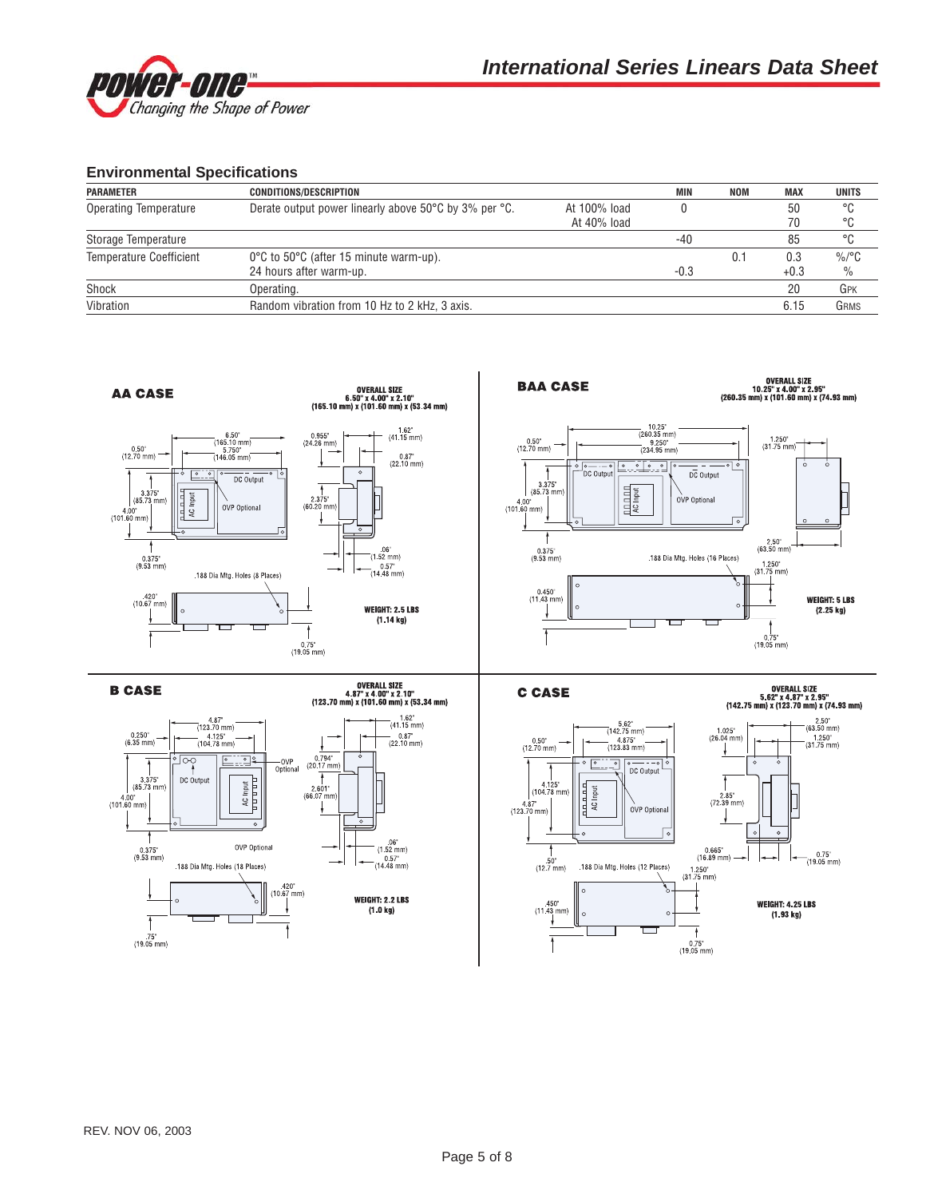## Environmental Specifications

| PARAMETER | CONDITIONS/DESCRIPTION | | MIN | NOM | MAX | UNITS |
|---|---|---|---|---|---|---|
| Operating Temperature | Derate output power linearly above 50°C by 3% per °C. | At 100% load<br>At 40% load | 0 | | 50<br>70 | °C<br>°C |
| Storage Temperature | | | -40 | | 85 | °C |
| Temperature Coefficient | 0°C to 50°C (after 15 minute warm-up).<br>24 hours after warm-up. | | <br>-0.3 | 0.1 | 0.3<br>+0.3 | %/°C<br>% |
| Shock | Operating. | | | | 20 | GPK |
| Vibration | Random vibration from 10 Hz to 2 kHz, 3 axis. | | | | 6.15 | GRMS |

**AA CASE**

OVERALL SIZE 6.50" x 4.00" x 2.10" (165.10 mm) x (101.60 mm) x (53.34 mm)

WEIGHT: 2.5 LBS (1.14 kg)

**BAA CASE**

OVERALL SIZE 10.25" x 4.00" x 2.95" (260.35 mm) x (101.60 mm) x (74.93 mm)

WEIGHT: 5 LBS (2.25 kg)

**B CASE**

OVERALL SIZE 4.87" x 4.00" x 2.10" (123.70 mm) x (101.60 mm) x (53.34 mm)

WEIGHT: 2.2 LBS (1.0 kg)

**C CASE**

OVERALL SIZE 5.62" x 4.87" x 2.95" (142.75 mm) x (123.70 mm) x (74.93 mm)

WEIGHT: 4.25 LBS (1.93 kg)

REV. NOV 06, 2003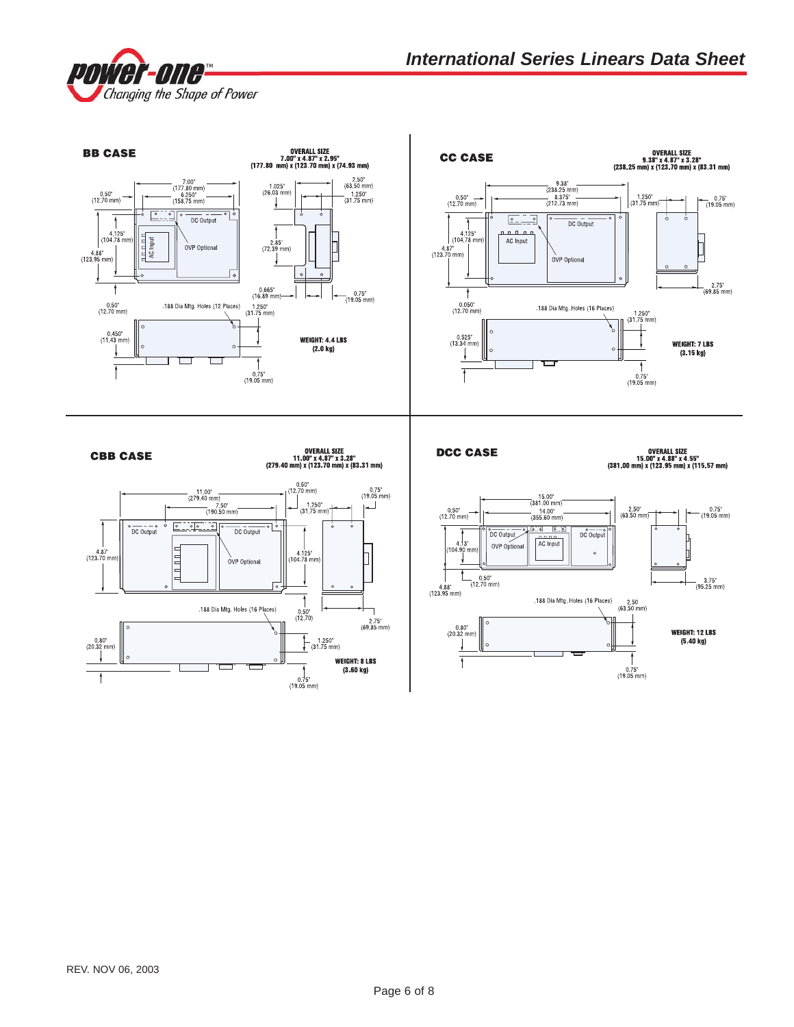## BB CASE

**OVERALL SIZE**
**7.00" x 4.87" x 2.95"**
**(177.80 mm) x (123.70 mm) x (74.93 mm)**

7.00" (177.80 mm)
6.250" (158.75 mm)
0.50" (12.70 mm)
1.025" (26.03 mm)
2.50" (63.50 mm)
1.250" (31.75 mm)
4.125" (104.78 mm)
4.88" (123.95 mm)
DC Output
AC Input
OVP Optional
2.85" (72.39 mm)
0.665" (16.89 mm)
0.75" (19.05 mm)
0.50" (12.70 mm)
.188 Dia Mtg. Holes (12 Places)
1.250" (31.75 mm)
0.450" (11.43 mm)
0.75" (19.05 mm)

**WEIGHT: 4.4 LBS (2.0 kg)**

## CC CASE

**OVERALL SIZE**
**9.38" x 4.87" x 3.28"**
**(238.25 mm) x (123.70 mm) x (83.31 mm)**

9.38" (238.25 mm)
8.375" (212.73 mm)
0.50" (12.70 mm)
1.250" (31.75 mm)
0.75" (19.05 mm)
4.125" (104.78 mm)
4.87" (123.70 mm)
DC Output
AC Input
OVP Optional
2.75" (69.85 mm)
0.050" (12.70 mm)
.188 Dia Mtg. Holes (16 Places)
1.250" (31.75 mm)
0.525" (13.34 mm)
0.75" (19.05 mm)

**WEIGHT: 7 LBS (3.15 kg)**

## CBB CASE

**OVERALL SIZE**
**11.00" x 4.87" x 3.28"**
**(279.40 mm) x (123.70 mm) x (83.31 mm)**

11.00" (279.40 mm)
7.50" (190.50 mm)
0.50" (12.70 mm)
1.250" (31.75 mm)
0.75" (19.05 mm)
4.87" (123.70 mm)
DC Output
DC Output
OVP Optional
4.125" (104.78 mm)
.188 Dia Mtg. Holes (16 Places)
0.50" (12.70)
2.75" (69.85 mm)
0.80" (20.32 mm)
1.250" (31.75 mm)
0.75" (19.05 mm)

**WEIGHT: 8 LBS (3.60 kg)**

## DCC CASE

**OVERALL SIZE**
**15.00" x 4.88" x 4.55"**
**(381.00 mm) x (123.95 mm) x (115.57 mm)**

15.00" (381.00 mm)
14.00" (355.60 mm)
0.50" (12.70 mm)
2.50" (63.50 mm)
0.75" (19.05 mm)
4.13" (104.90 mm)
4.88" (123.95 mm)
0.50" (12.70 mm)
DC Output
OVP Optional
AC Input
DC Output
3.75" (95.25 mm)
.188 Dia Mtg. Holes (16 Places)
2.50 (63.50 mm)
0.80" (20.32 mm)
0.75" (19.05 mm)

**WEIGHT: 12 LBS (5.40 kg)**

REV. NOV 06, 2003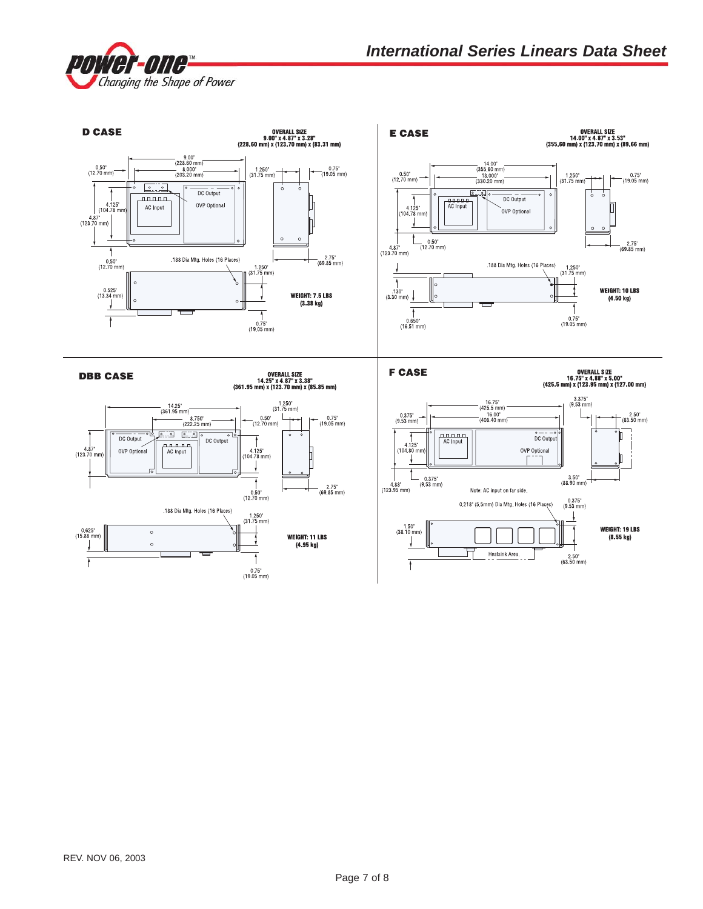## D CASE

**OVERALL SIZE**
**9.00" x 4.87" x 3.28"**
**(228.60 mm) x (123.70 mm) x (83.31 mm)**

9.00" (228.60 mm)
8.000" (203.20 mm)
0.50" (12.70 mm)
1.250" (31.75 mm)
0.75" (19.05 mm)
DC Output
OVP Optional
AC Input
4.125" (104.78 mm)
4.87" (123.70 mm)
0.50" (12.70 mm)
.188 Dia Mtg. Holes (16 Places)
2.75" (69.85 mm)
1.250" (31.75 mm)
0.525" (13.34 mm)
0.75" (19.05 mm)

**WEIGHT: 7.5 LBS (3.38 kg)**

## E CASE

**OVERALL SIZE**
**14.00" x 4.87" x 3.53"**
**(355.60 mm) x (123.70 mm) x (89.66 mm)**

14.00" (355.60 mm)
13.000" (330.20 mm)
0.50" (12.70 mm)
1.250" (31.75 mm)
0.75" (19.05 mm)
DC Output
OVP Optional
AC Input
4.125" (104.78 mm)
4.87" (123.70 mm)
0.50" (12.70 mm)
2.75" (69.85 mm)
.188 Dia Mtg. Holes (16 Places)
1.250" (31.75 mm)
.130" (3.30 mm)
0.650" (16.51 mm)
0.75" (19.05 mm)

**WEIGHT: 10 LBS (4.50 kg)**

## DBB CASE

**OVERALL SIZE**
**14.25" x 4.87" x 3.38"**
**(361.95 mm) x (123.70 mm) x (85.85 mm)**

14.25" (361.95 mm)
8.750" (222.25 mm)
1.250" (31.75 mm)
0.50" (12.70 mm)
0.75" (19.05 mm)
DC Output
OVP Optional
AC Input
DC Output
4.87" (123.70 mm)
4.125" (104.78 mm)
0.50" (12.70 mm)
2.75" (69.85 mm)
.188 Dia Mtg. Holes (16 Places)
1.250" (31.75 mm)
0.625" (15.88 mm)
0.75" (19.05 mm)

**WEIGHT: 11 LBS (4.95 kg)**

## F CASE

**OVERALL SIZE**
**16.75" x 4.88" x 5.00"**
**(425.5 mm) x (123.95 mm) x (127.00 mm)**

16.75" (425.5 mm)
16.00" (406.40 mm)
0.375" (9.53 mm)
3.375" (9.53 mm)
2.50" (63.50 mm)
AC Input
DC Output
OVP Optional
4.125" (104.80 mm)
4.88" (123.95 mm)
0.375" (9.53 mm)
3.50" (88.90 mm)
Note: AC input on far side.
0.218" (5.5mm) Dia Mtg. Holes (16 Places)
0.375" (9.53 mm)
1.50" (38.10 mm)
Heatsink Area.
2.50" (63.50 mm)

**WEIGHT: 19 LBS (8.55 kg)**

REV. NOV 06, 2003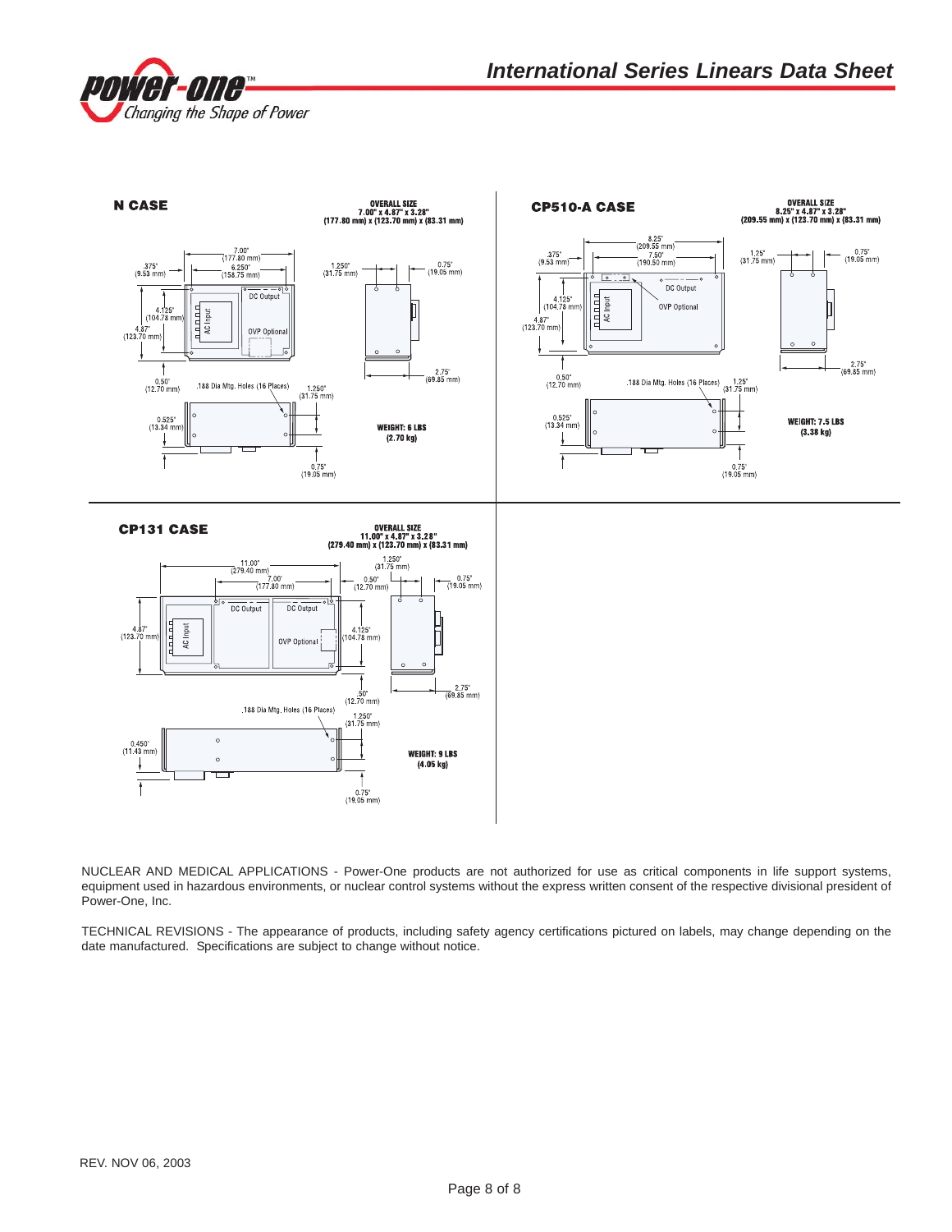## N CASE

OVERALL SIZE
7.00" x 4.87" x 3.28"
(177.80 mm) x (123.70 mm) x (83.31 mm)

7.00" (177.80 mm)
6.250" (158.75 mm)
.375" (9.53 mm)
1.250" (31.75 mm)
0.75" (19.05 mm)
4.125" (104.78 mm)
4.87" (123.70 mm)
0.50" (12.70 mm)
2.75" (69.85 mm)
.188 Dia Mtg. Holes (16 Places)
1.250" (31.75 mm)
0.525" (13.34 mm)
0.75" (19.05 mm)
DC Output
AC Input
OVP Optional

WEIGHT: 6 LBS
(2.70 kg)

## CP510-A CASE

OVERALL SIZE
8.25" x 4.87" x 3.28"
(209.55 mm) x (123.70 mm) x (83.31 mm)

8.25" (209.55 mm)
7.50" (190.50 mm)
.375" (9.53 mm)
1.25" (31.75 mm)
0.75" (19.05 mm)
4.125" (104.78 mm)
4.87" (123.70 mm)
2.75" (69.85 mm)
0.50" (12.70 mm)
.188 Dia Mtg. Holes (16 Places)
1.25" (31.75 mm)
0.525" (13.34 mm)
0.75" (19.05 mm)
DC Output
AC Input
OVP Optional

WEIGHT: 7.5 LBS
(3.38 kg)

## CP131 CASE

OVERALL SIZE
11.00" x 4.87" x 3.28"
(279.40 mm) x (123.70 mm) x (83.31 mm)

11.00" (279.40 mm)
7.00" (177.80 mm)
1.250" (31.75 mm)
0.50" (12.70 mm)
0.75" (19.05 mm)
4.87" (123.70 mm)
4.125" (104.78 mm)
.50" (12.70 mm)
2.75" (69.85 mm)
.188 Dia Mtg. Holes (16 Places)
1.250" (31.75 mm)
0.450" (11.43 mm)
0.75" (19.05 mm)
DC Output
DC Output
AC Input
OVP Optional

WEIGHT: 9 LBS
(4.05 kg)

NUCLEAR AND MEDICAL APPLICATIONS - Power-One products are not authorized for use as critical components in life support systems, equipment used in hazardous environments, or nuclear control systems without the express written consent of the respective divisional president of Power-One, Inc.

TECHNICAL REVISIONS - The appearance of products, including safety agency certifications pictured on labels, may change depending on the date manufactured. Specifications are subject to change without notice.

REV. NOV 06, 2003